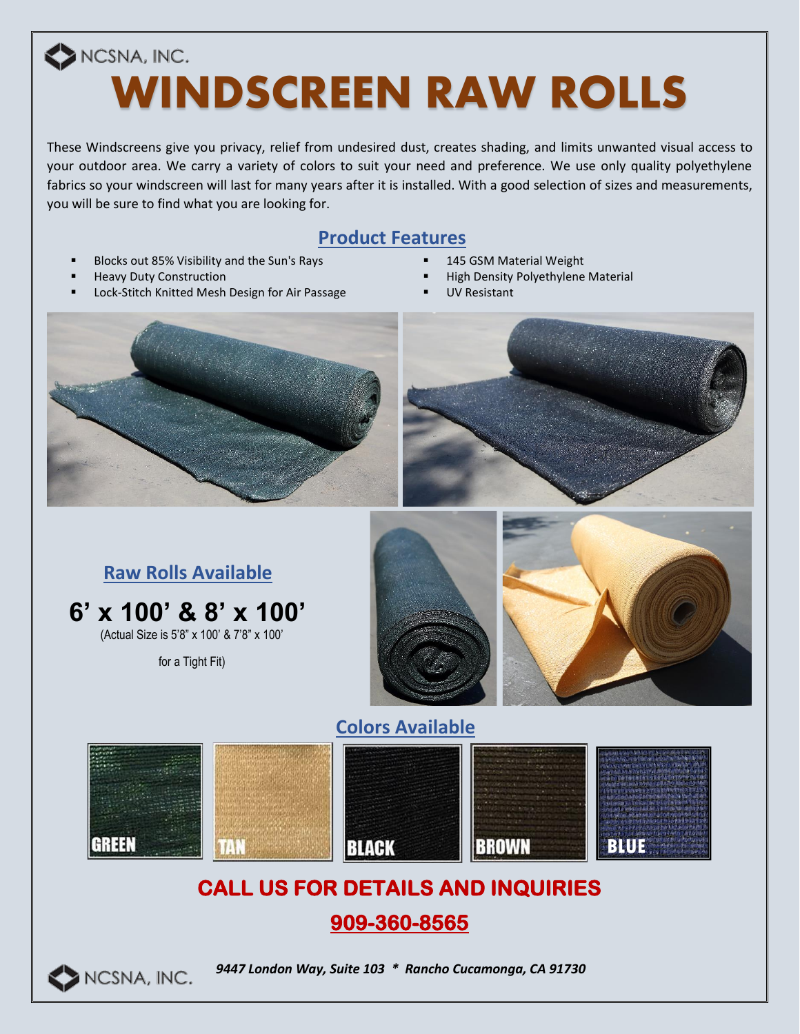NCSNA, INC.

# WINDSCREEN RAW ROLLS

These Windscreens give you privacy, relief from undesired dust, creates shading, and limits unwanted visual access to your outdoor area. We carry a variety of colors to suit your need and preference. We use only quality polyethylene fabrics so your windscreen will last for many years after it is installed. With a good selection of sizes and measurements, you will be sure to find what you are looking for.

## Product Features

- Blocks out 85% Visibility and the Sun's Rays
- Heavy Duty Construction
- Lock-Stitch Knitted Mesh Design for Air Passage
- 145 GSM Material Weight
- High Density Polyethylene Material
- UV Resistant

## Raw Rolls Available

**6' x 100' & 8' x 100'**

(Actual Size is 5'8" x 100' & 7'8" x 100'

for a Tight Fit)

## Colors Available

GREEN, TAN, BLACK, BROWN, BLUE

## CALL US FOR DETAILS AND INQUIRIES

**909-360-8565**

NCSNA, INC.

*9447 London Way, Suite 103 * Rancho Cucamonga, CA 91730*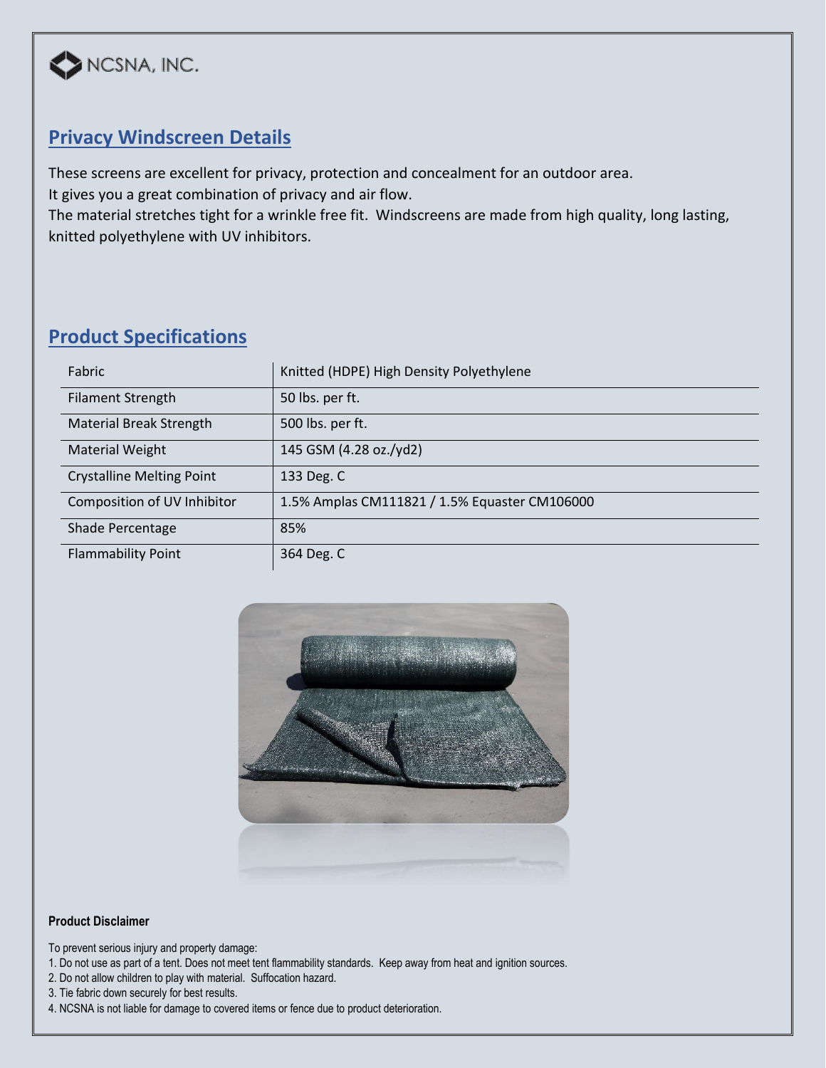NCSNA, INC.

## Privacy Windscreen Details

These screens are excellent for privacy, protection and concealment for an outdoor area.
It gives you a great combination of privacy and air flow.
The material stretches tight for a wrinkle free fit. Windscreens are made from high quality, long lasting, knitted polyethylene with UV inhibitors.

## Product Specifications

| | |
|---|---|
| Fabric | Knitted (HDPE) High Density Polyethylene |
| Filament Strength | 50 lbs. per ft. |
| Material Break Strength | 500 lbs. per ft. |
| Material Weight | 145 GSM (4.28 oz./yd2) |
| Crystalline Melting Point | 133 Deg. C |
| Composition of UV Inhibitor | 1.5% Amplas CM111821 / 1.5% Equaster CM106000 |
| Shade Percentage | 85% |
| Flammability Point | 364 Deg. C |

**Product Disclaimer**

To prevent serious injury and property damage:

1. Do not use as part of a tent. Does not meet tent flammability standards. Keep away from heat and ignition sources.
2. Do not allow children to play with material. Suffocation hazard.
3. Tie fabric down securely for best results.
4. NCSNA is not liable for damage to covered items or fence due to product deterioration.